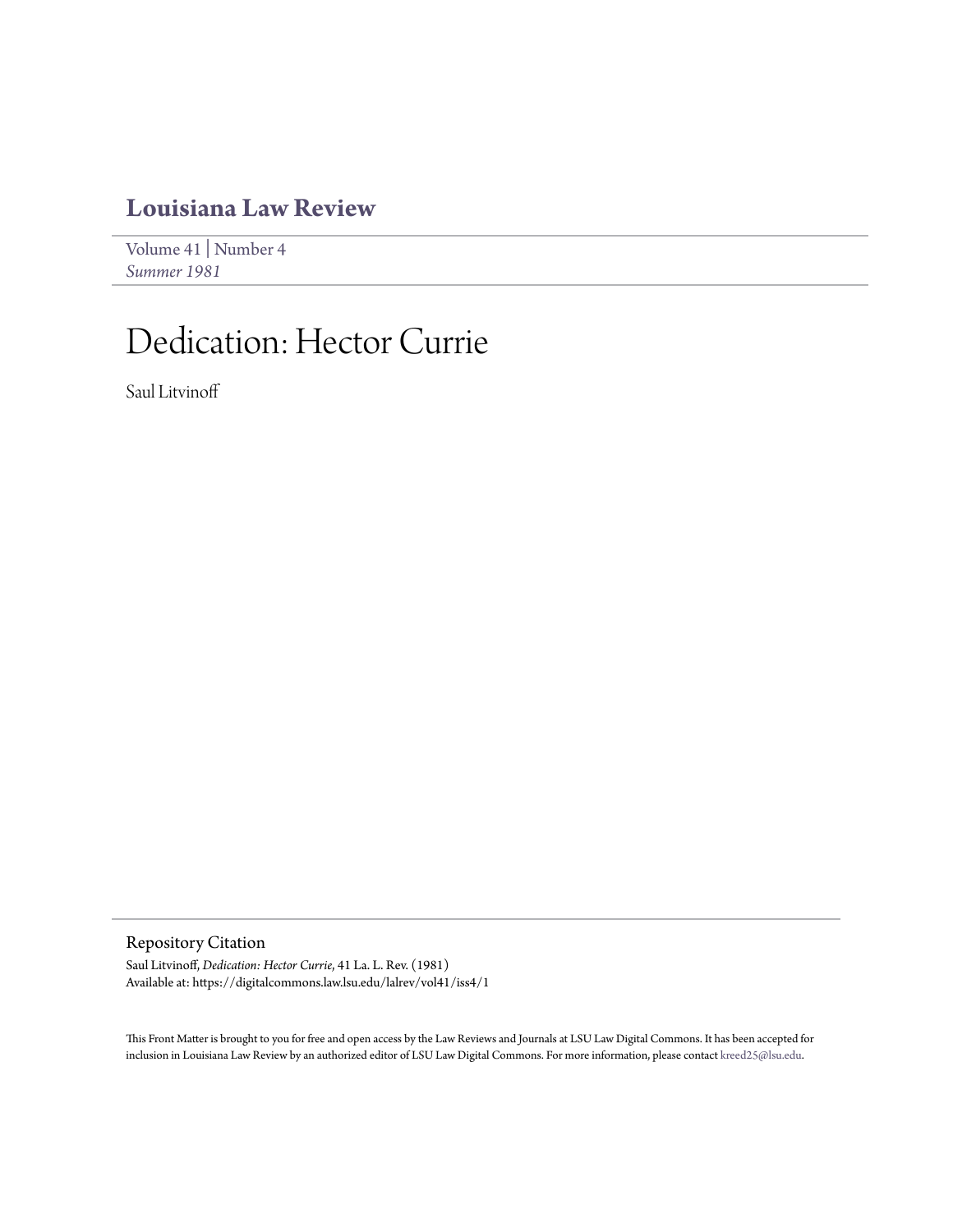# Louisiana Law Review

Volume 41 | Number 4
*Summer 1981*

# Dedication: Hector Currie

Saul Litvinoff

## Repository Citation

Saul Litvinoff, *Dedication: Hector Currie*, 41 La. L. Rev. (1981)
Available at: https://digitalcommons.law.lsu.edu/lalrev/vol41/iss4/1

This Front Matter is brought to you for free and open access by the Law Reviews and Journals at LSU Law Digital Commons. It has been accepted for inclusion in Louisiana Law Review by an authorized editor of LSU Law Digital Commons. For more information, please contact kreed25@lsu.edu.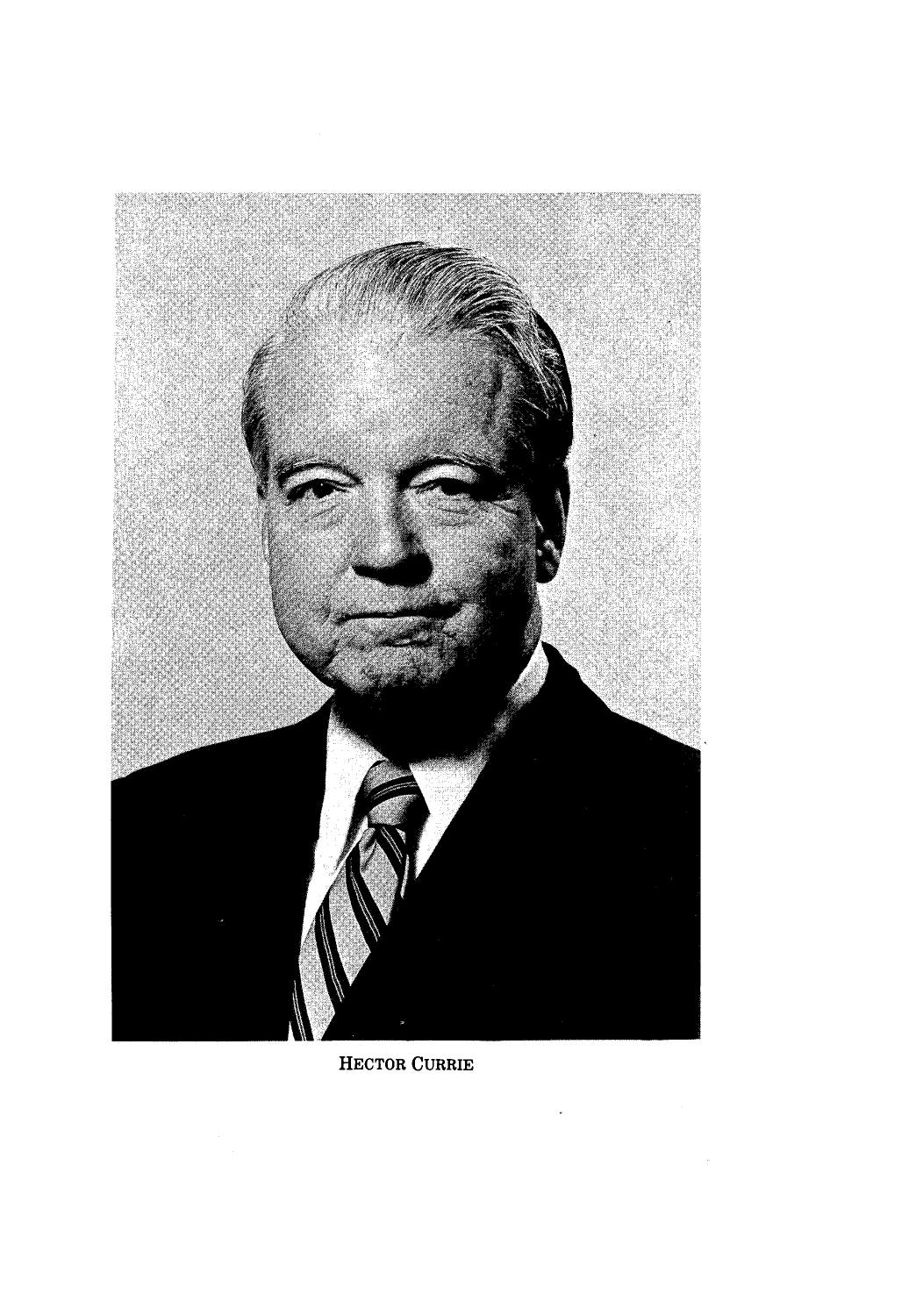HECTOR CURRIE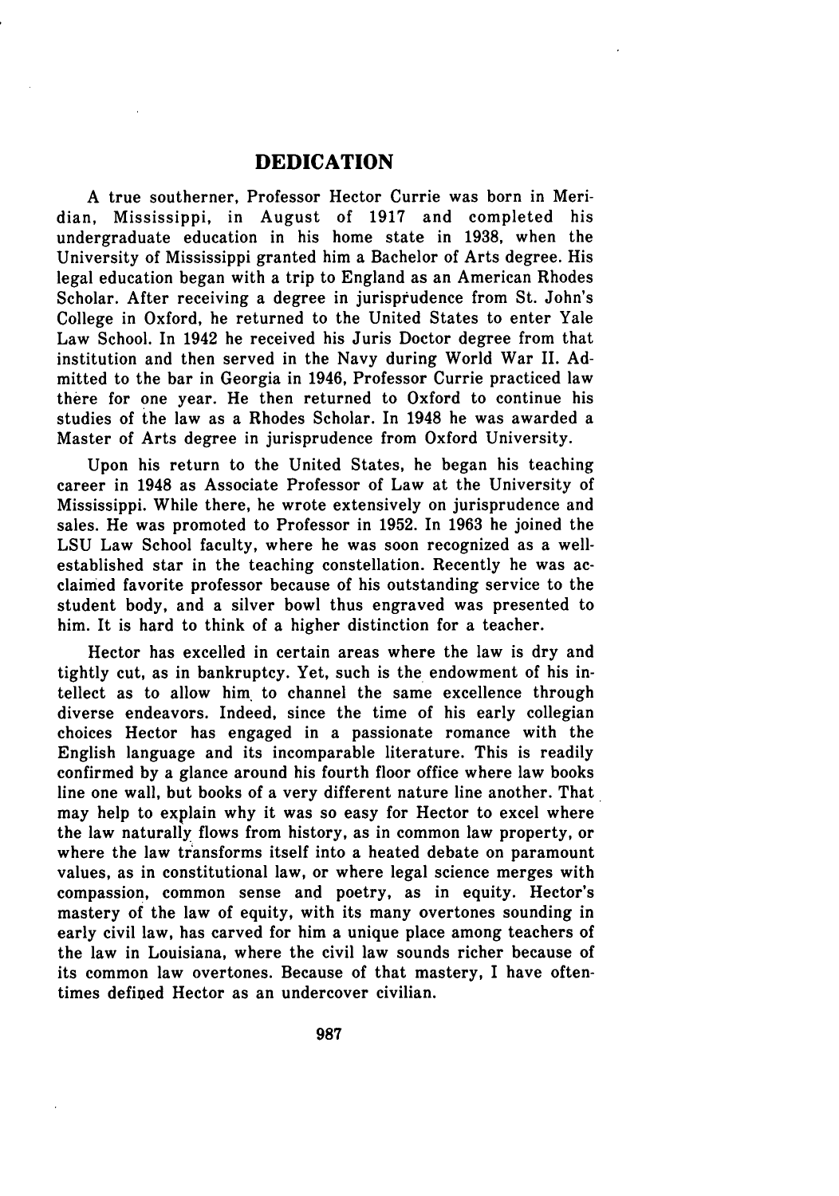# DEDICATION

A true southerner, Professor Hector Currie was born in Meridian, Mississippi, in August of 1917 and completed his undergraduate education in his home state in 1938, when the University of Mississippi granted him a Bachelor of Arts degree. His legal education began with a trip to England as an American Rhodes Scholar. After receiving a degree in jurisprudence from St. John's College in Oxford, he returned to the United States to enter Yale Law School. In 1942 he received his Juris Doctor degree from that institution and then served in the Navy during World War II. Admitted to the bar in Georgia in 1946, Professor Currie practiced law there for one year. He then returned to Oxford to continue his studies of the law as a Rhodes Scholar. In 1948 he was awarded a Master of Arts degree in jurisprudence from Oxford University.

Upon his return to the United States, he began his teaching career in 1948 as Associate Professor of Law at the University of Mississippi. While there, he wrote extensively on jurisprudence and sales. He was promoted to Professor in 1952. In 1963 he joined the LSU Law School faculty, where he was soon recognized as a well-established star in the teaching constellation. Recently he was acclaimed favorite professor because of his outstanding service to the student body, and a silver bowl thus engraved was presented to him. It is hard to think of a higher distinction for a teacher.

Hector has excelled in certain areas where the law is dry and tightly cut, as in bankruptcy. Yet, such is the endowment of his intellect as to allow him to channel the same excellence through diverse endeavors. Indeed, since the time of his early collegian choices Hector has engaged in a passionate romance with the English language and its incomparable literature. This is readily confirmed by a glance around his fourth floor office where law books line one wall, but books of a very different nature line another. That may help to explain why it was so easy for Hector to excel where the law naturally flows from history, as in common law property, or where the law transforms itself into a heated debate on paramount values, as in constitutional law, or where legal science merges with compassion, common sense and poetry, as in equity. Hector's mastery of the law of equity, with its many overtones sounding in early civil law, has carved for him a unique place among teachers of the law in Louisiana, where the civil law sounds richer because of its common law overtones. Because of that mastery, I have oftentimes defined Hector as an undercover civilian.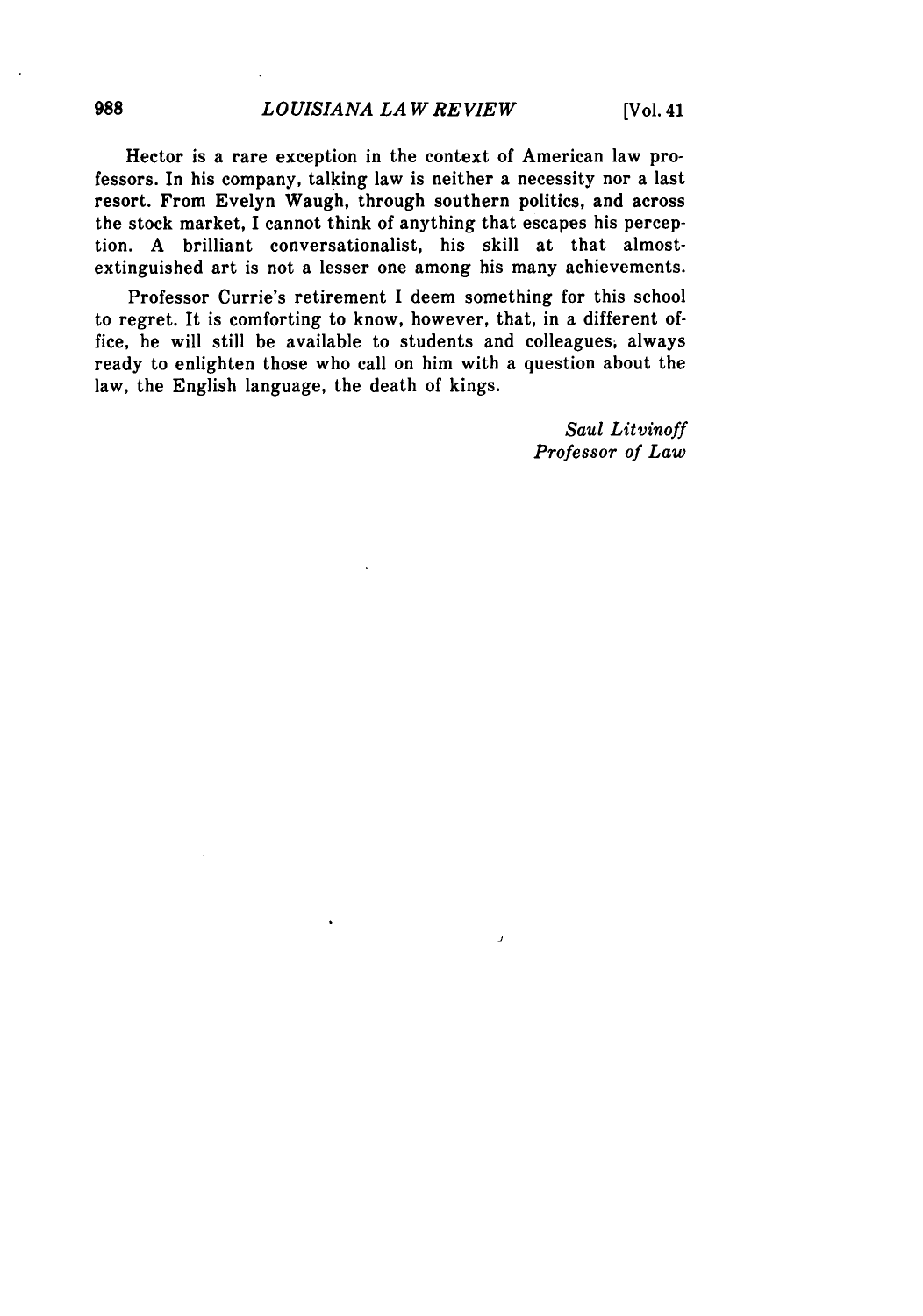Hector is a rare exception in the context of American law professors. In his company, talking law is neither a necessity nor a last resort. From Evelyn Waugh, through southern politics, and across the stock market, I cannot think of anything that escapes his perception. A brilliant conversationalist, his skill at that almost-extinguished art is not a lesser one among his many achievements.

Professor Currie's retirement I deem something for this school to regret. It is comforting to know, however, that, in a different office, he will still be available to students and colleagues, always ready to enlighten those who call on him with a question about the law, the English language, the death of kings.

*Saul Litvinoff*
*Professor of Law*